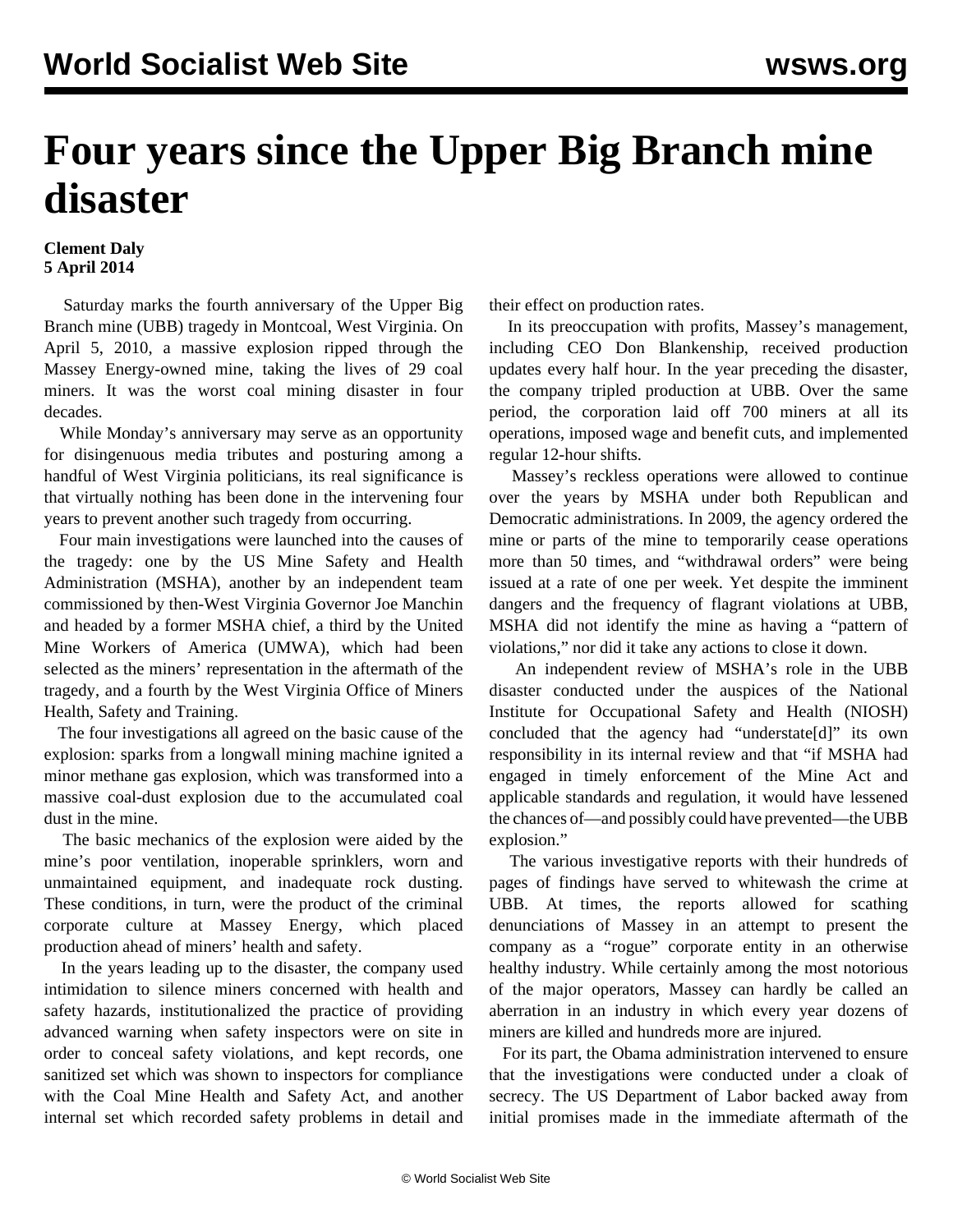# Four years since the Upper Big Branch mine disaster

**Clement Daly**
**5 April 2014**

Saturday marks the fourth anniversary of the Upper Big Branch mine (UBB) tragedy in Montcoal, West Virginia. On April 5, 2010, a massive explosion ripped through the Massey Energy-owned mine, taking the lives of 29 coal miners. It was the worst coal mining disaster in four decades.

While Monday's anniversary may serve as an opportunity for disingenuous media tributes and posturing among a handful of West Virginia politicians, its real significance is that virtually nothing has been done in the intervening four years to prevent another such tragedy from occurring.

Four main investigations were launched into the causes of the tragedy: one by the US Mine Safety and Health Administration (MSHA), another by an independent team commissioned by then-West Virginia Governor Joe Manchin and headed by a former MSHA chief, a third by the United Mine Workers of America (UMWA), which had been selected as the miners' representation in the aftermath of the tragedy, and a fourth by the West Virginia Office of Miners Health, Safety and Training.

The four investigations all agreed on the basic cause of the explosion: sparks from a longwall mining machine ignited a minor methane gas explosion, which was transformed into a massive coal-dust explosion due to the accumulated coal dust in the mine.

The basic mechanics of the explosion were aided by the mine's poor ventilation, inoperable sprinklers, worn and unmaintained equipment, and inadequate rock dusting. These conditions, in turn, were the product of the criminal corporate culture at Massey Energy, which placed production ahead of miners' health and safety.

In the years leading up to the disaster, the company used intimidation to silence miners concerned with health and safety hazards, institutionalized the practice of providing advanced warning when safety inspectors were on site in order to conceal safety violations, and kept records, one sanitized set which was shown to inspectors for compliance with the Coal Mine Health and Safety Act, and another internal set which recorded safety problems in detail and their effect on production rates.

In its preoccupation with profits, Massey's management, including CEO Don Blankenship, received production updates every half hour. In the year preceding the disaster, the company tripled production at UBB. Over the same period, the corporation laid off 700 miners at all its operations, imposed wage and benefit cuts, and implemented regular 12-hour shifts.

Massey's reckless operations were allowed to continue over the years by MSHA under both Republican and Democratic administrations. In 2009, the agency ordered the mine or parts of the mine to temporarily cease operations more than 50 times, and "withdrawal orders" were being issued at a rate of one per week. Yet despite the imminent dangers and the frequency of flagrant violations at UBB, MSHA did not identify the mine as having a "pattern of violations," nor did it take any actions to close it down.

An independent review of MSHA's role in the UBB disaster conducted under the auspices of the National Institute for Occupational Safety and Health (NIOSH) concluded that the agency had "understate[d]" its own responsibility in its internal review and that "if MSHA had engaged in timely enforcement of the Mine Act and applicable standards and regulation, it would have lessened the chances of—and possibly could have prevented—the UBB explosion."

The various investigative reports with their hundreds of pages of findings have served to whitewash the crime at UBB. At times, the reports allowed for scathing denunciations of Massey in an attempt to present the company as a "rogue" corporate entity in an otherwise healthy industry. While certainly among the most notorious of the major operators, Massey can hardly be called an aberration in an industry in which every year dozens of miners are killed and hundreds more are injured.

For its part, the Obama administration intervened to ensure that the investigations were conducted under a cloak of secrecy. The US Department of Labor backed away from initial promises made in the immediate aftermath of the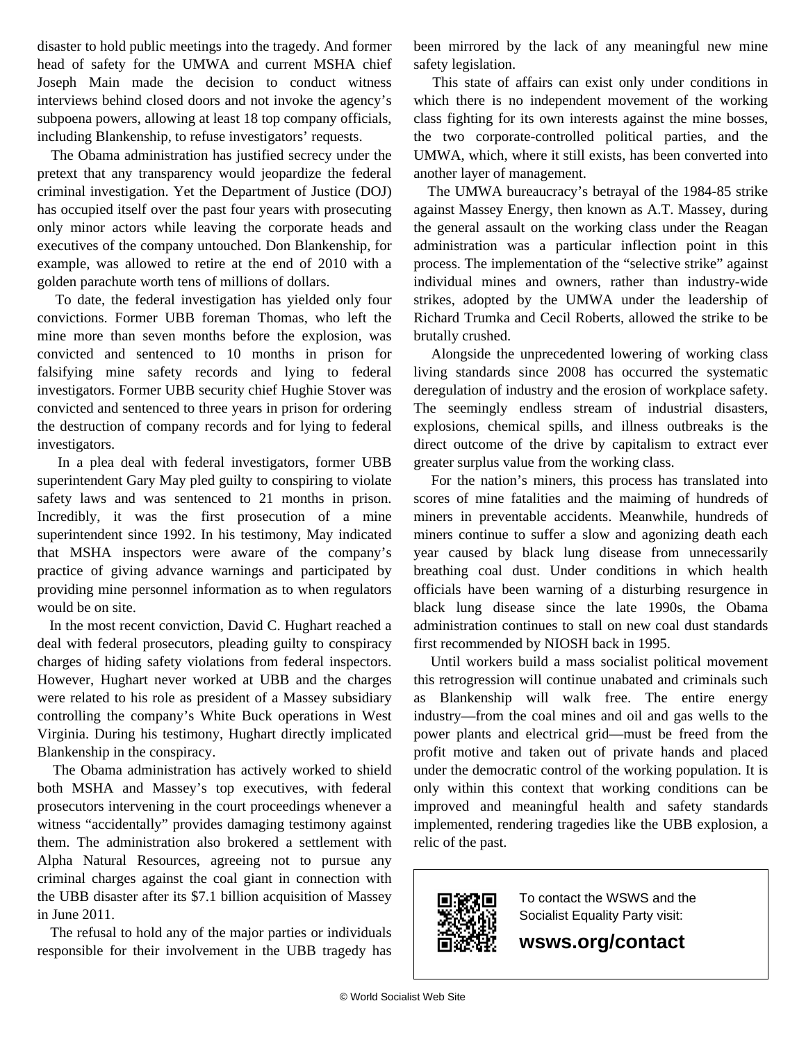disaster to hold public meetings into the tragedy. And former head of safety for the UMWA and current MSHA chief Joseph Main made the decision to conduct witness interviews behind closed doors and not invoke the agency's subpoena powers, allowing at least 18 top company officials, including Blankenship, to refuse investigators' requests.

The Obama administration has justified secrecy under the pretext that any transparency would jeopardize the federal criminal investigation. Yet the Department of Justice (DOJ) has occupied itself over the past four years with prosecuting only minor actors while leaving the corporate heads and executives of the company untouched. Don Blankenship, for example, was allowed to retire at the end of 2010 with a golden parachute worth tens of millions of dollars.

To date, the federal investigation has yielded only four convictions. Former UBB foreman Thomas, who left the mine more than seven months before the explosion, was convicted and sentenced to 10 months in prison for falsifying mine safety records and lying to federal investigators. Former UBB security chief Hughie Stover was convicted and sentenced to three years in prison for ordering the destruction of company records and for lying to federal investigators.

In a plea deal with federal investigators, former UBB superintendent Gary May pled guilty to conspiring to violate safety laws and was sentenced to 21 months in prison. Incredibly, it was the first prosecution of a mine superintendent since 1992. In his testimony, May indicated that MSHA inspectors were aware of the company's practice of giving advance warnings and participated by providing mine personnel information as to when regulators would be on site.

In the most recent conviction, David C. Hughart reached a deal with federal prosecutors, pleading guilty to conspiracy charges of hiding safety violations from federal inspectors. However, Hughart never worked at UBB and the charges were related to his role as president of a Massey subsidiary controlling the company's White Buck operations in West Virginia. During his testimony, Hughart directly implicated Blankenship in the conspiracy.

The Obama administration has actively worked to shield both MSHA and Massey's top executives, with federal prosecutors intervening in the court proceedings whenever a witness "accidentally" provides damaging testimony against them. The administration also brokered a settlement with Alpha Natural Resources, agreeing not to pursue any criminal charges against the coal giant in connection with the UBB disaster after its $7.1 billion acquisition of Massey in June 2011.

The refusal to hold any of the major parties or individuals responsible for their involvement in the UBB tragedy has been mirrored by the lack of any meaningful new mine safety legislation.

This state of affairs can exist only under conditions in which there is no independent movement of the working class fighting for its own interests against the mine bosses, the two corporate-controlled political parties, and the UMWA, which, where it still exists, has been converted into another layer of management.

The UMWA bureaucracy's betrayal of the 1984-85 strike against Massey Energy, then known as A.T. Massey, during the general assault on the working class under the Reagan administration was a particular inflection point in this process. The implementation of the "selective strike" against individual mines and owners, rather than industry-wide strikes, adopted by the UMWA under the leadership of Richard Trumka and Cecil Roberts, allowed the strike to be brutally crushed.

Alongside the unprecedented lowering of working class living standards since 2008 has occurred the systematic deregulation of industry and the erosion of workplace safety. The seemingly endless stream of industrial disasters, explosions, chemical spills, and illness outbreaks is the direct outcome of the drive by capitalism to extract ever greater surplus value from the working class.

For the nation's miners, this process has translated into scores of mine fatalities and the maiming of hundreds of miners in preventable accidents. Meanwhile, hundreds of miners continue to suffer a slow and agonizing death each year caused by black lung disease from unnecessarily breathing coal dust. Under conditions in which health officials have been warning of a disturbing resurgence in black lung disease since the late 1990s, the Obama administration continues to stall on new coal dust standards first recommended by NIOSH back in 1995.

Until workers build a mass socialist political movement this retrogression will continue unabated and criminals such as Blankenship will walk free. The entire energy industry—from the coal mines and oil and gas wells to the power plants and electrical grid—must be freed from the profit motive and taken out of private hands and placed under the democratic control of the working population. It is only within this context that working conditions can be improved and meaningful health and safety standards implemented, rendering tragedies like the UBB explosion, a relic of the past.

To contact the WSWS and the Socialist Equality Party visit:

**wsws.org/contact**